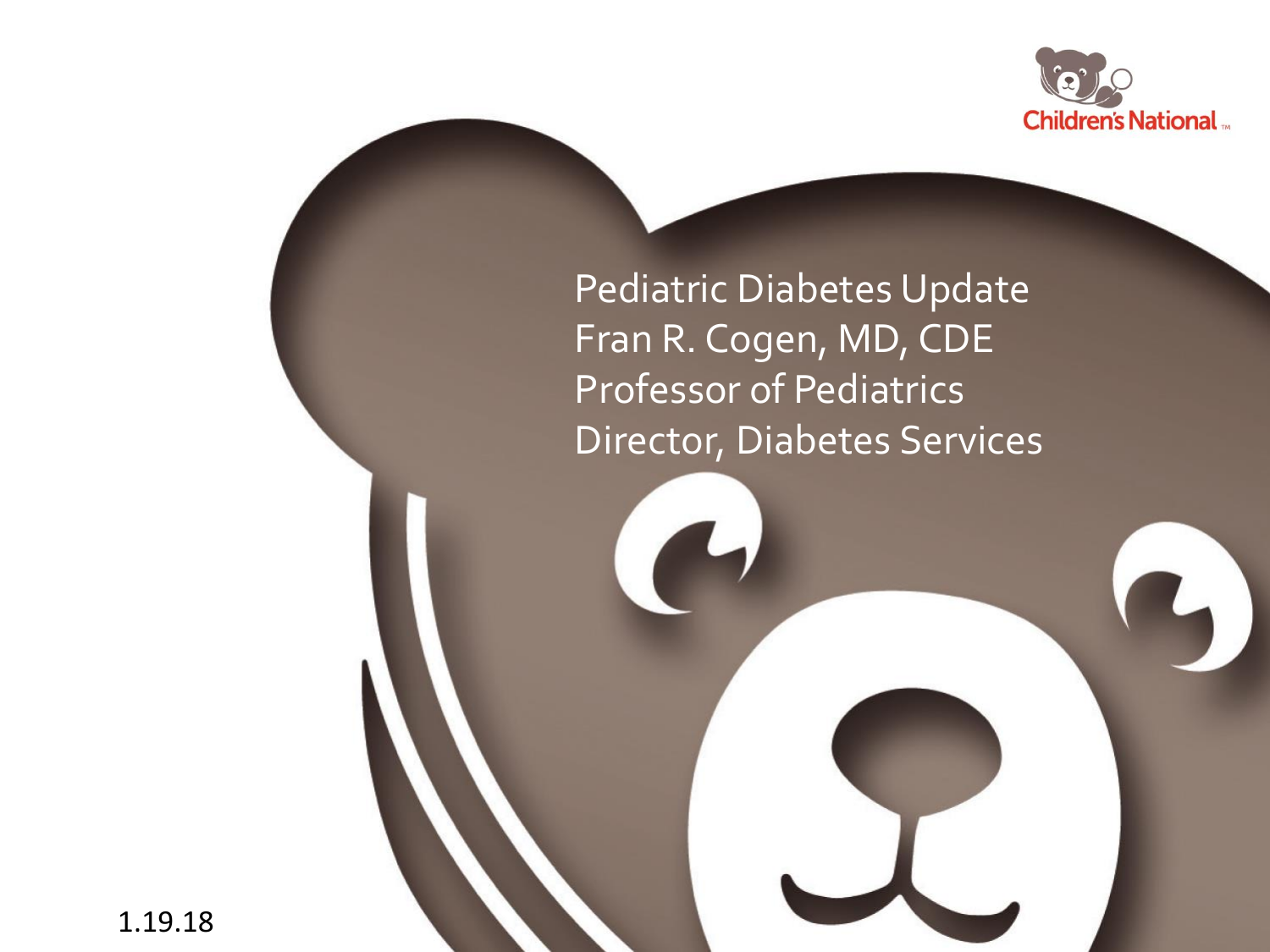# Pediatric Diabetes Update

Fran R. Cogen, MD, CDE
Professor of Pediatrics
Director, Diabetes Services

1.19.18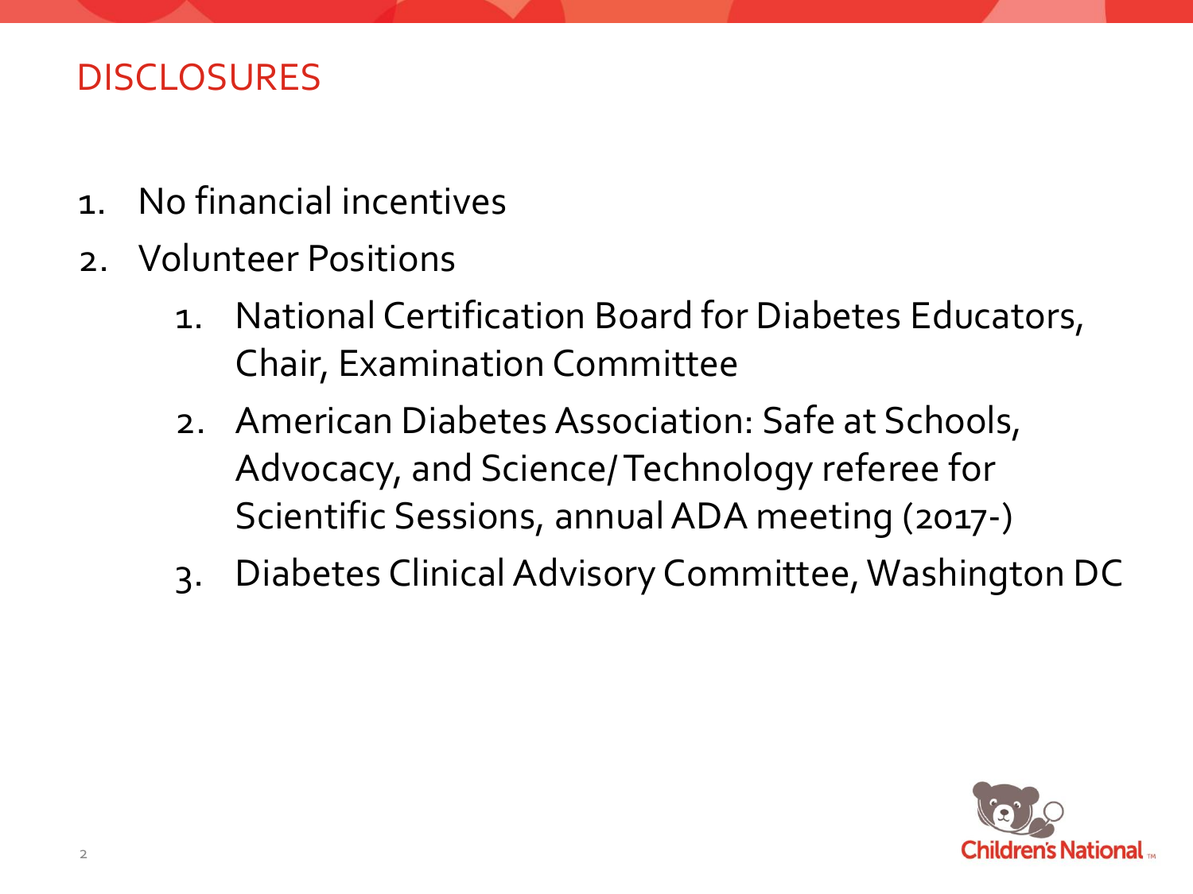# DISCLOSURES

1. No financial incentives
2. Volunteer Positions
    1. National Certification Board for Diabetes Educators, Chair, Examination Committee
    2. American Diabetes Association: Safe at Schools, Advocacy, and Science/Technology referee for Scientific Sessions, annual ADA meeting (2017-)
    3. Diabetes Clinical Advisory Committee, Washington DC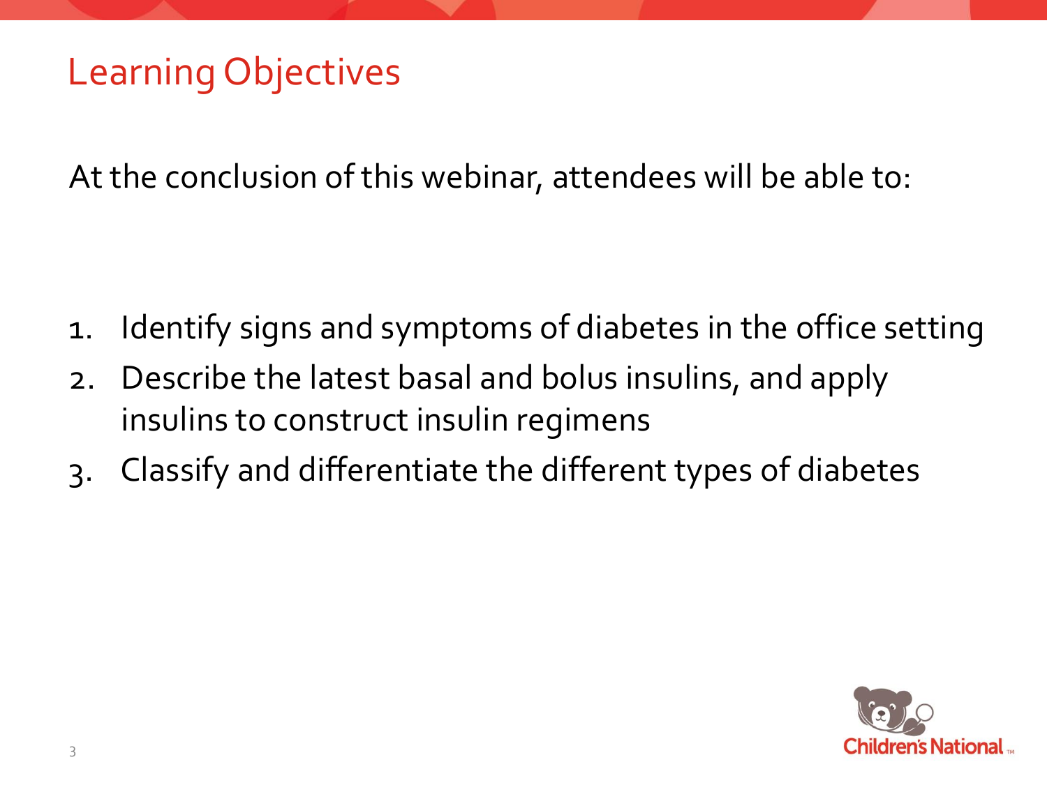# Learning Objectives

At the conclusion of this webinar, attendees will be able to:

1. Identify signs and symptoms of diabetes in the office setting
2. Describe the latest basal and bolus insulins, and apply insulins to construct insulin regimens
3. Classify and differentiate the different types of diabetes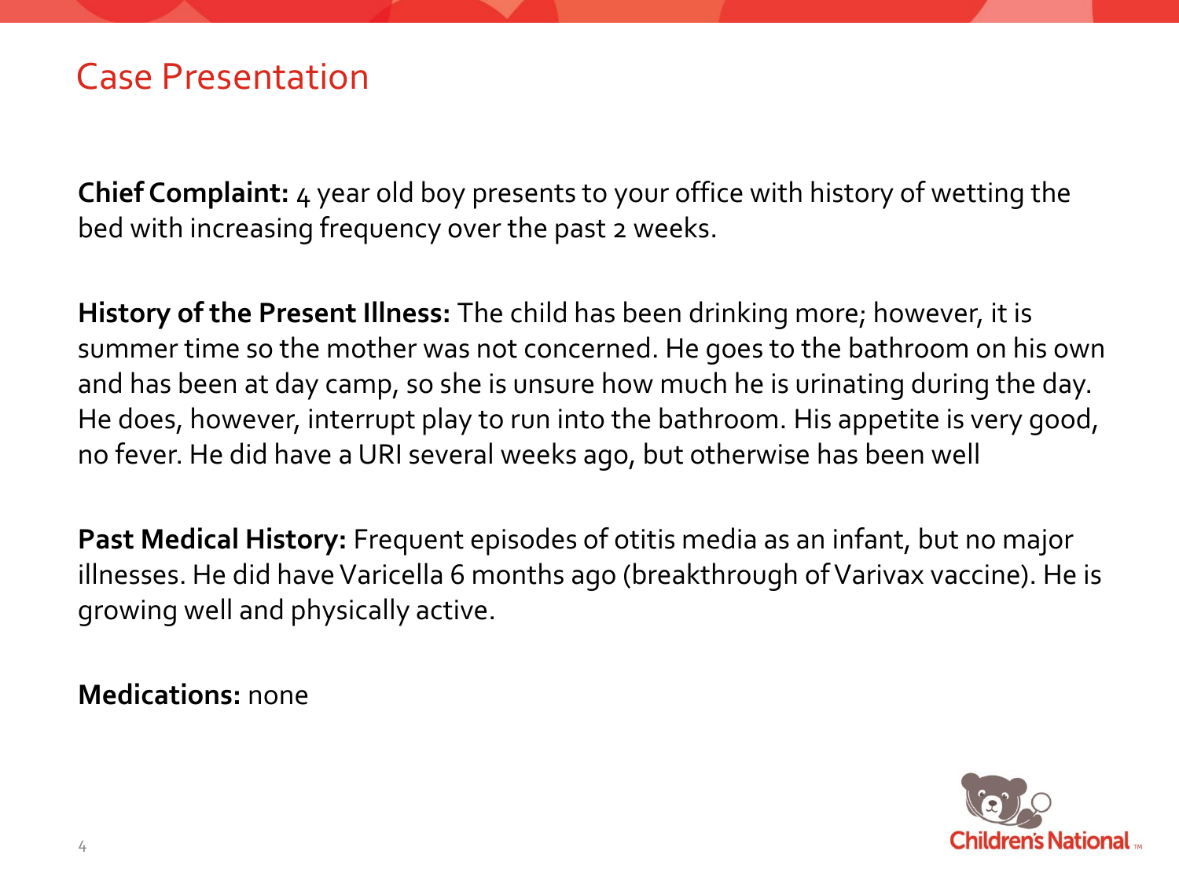# Case Presentation

**Chief Complaint:** 4 year old boy presents to your office with history of wetting the bed with increasing frequency over the past 2 weeks.

**History of the Present Illness:** The child has been drinking more; however, it is summer time so the mother was not concerned. He goes to the bathroom on his own and has been at day camp, so she is unsure how much he is urinating during the day. He does, however, interrupt play to run into the bathroom. His appetite is very good, no fever. He did have a URI several weeks ago, but otherwise has been well

**Past Medical History:** Frequent episodes of otitis media as an infant, but no major illnesses. He did have Varicella 6 months ago (breakthrough of Varivax vaccine). He is growing well and physically active.

**Medications:** none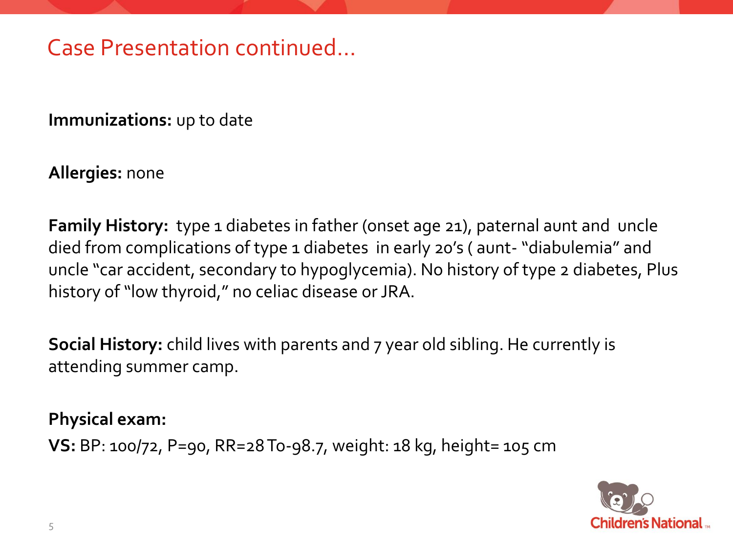## Case Presentation continued…

**Immunizations:** up to date

**Allergies:** none

**Family History:** type 1 diabetes in father (onset age 21), paternal aunt and uncle died from complications of type 1 diabetes in early 20's ( aunt- "diabulemia" and uncle "car accident, secondary to hypoglycemia). No history of type 2 diabetes, Plus history of "low thyroid," no celiac disease or JRA.

**Social History:** child lives with parents and 7 year old sibling. He currently is attending summer camp.

**Physical exam:**

**VS:** BP: 100/72, P=90, RR=28 To-98.7, weight: 18 kg, height= 105 cm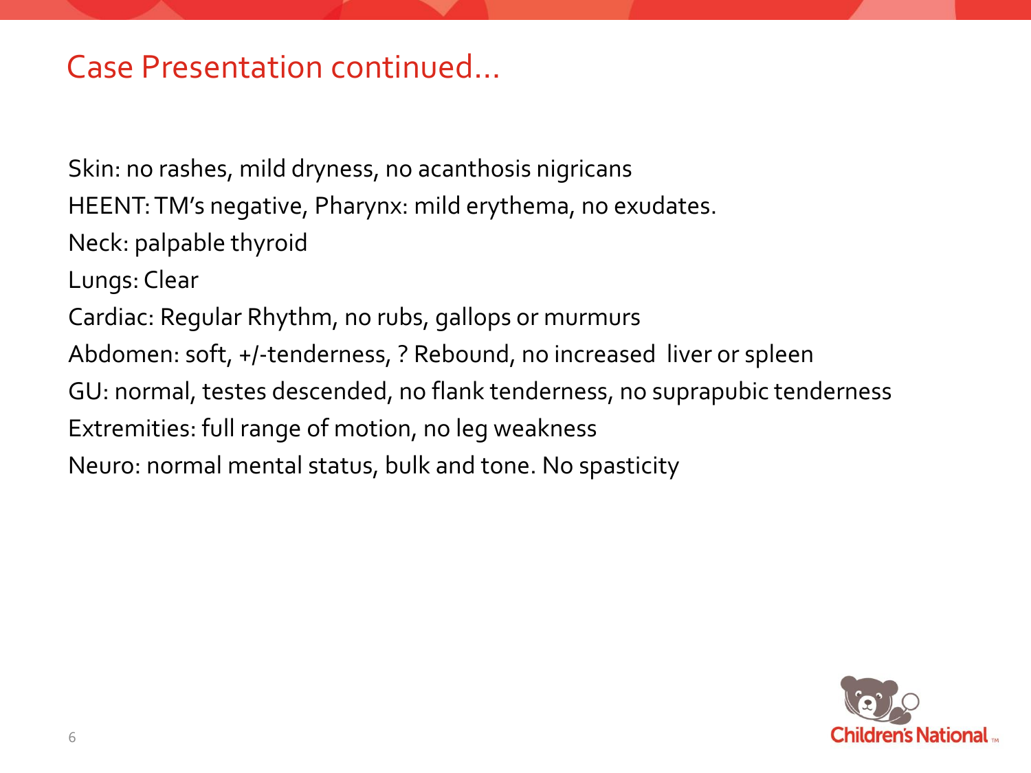# Case Presentation continued…

Skin: no rashes, mild dryness, no acanthosis nigricans

HEENT: TM's negative, Pharynx: mild erythema, no exudates.

Neck: palpable thyroid

Lungs: Clear

Cardiac: Regular Rhythm, no rubs, gallops or murmurs

Abdomen: soft, +/-tenderness, ? Rebound, no increased liver or spleen

GU: normal, testes descended, no flank tenderness, no suprapubic tenderness

Extremities: full range of motion, no leg weakness

Neuro: normal mental status, bulk and tone. No spasticity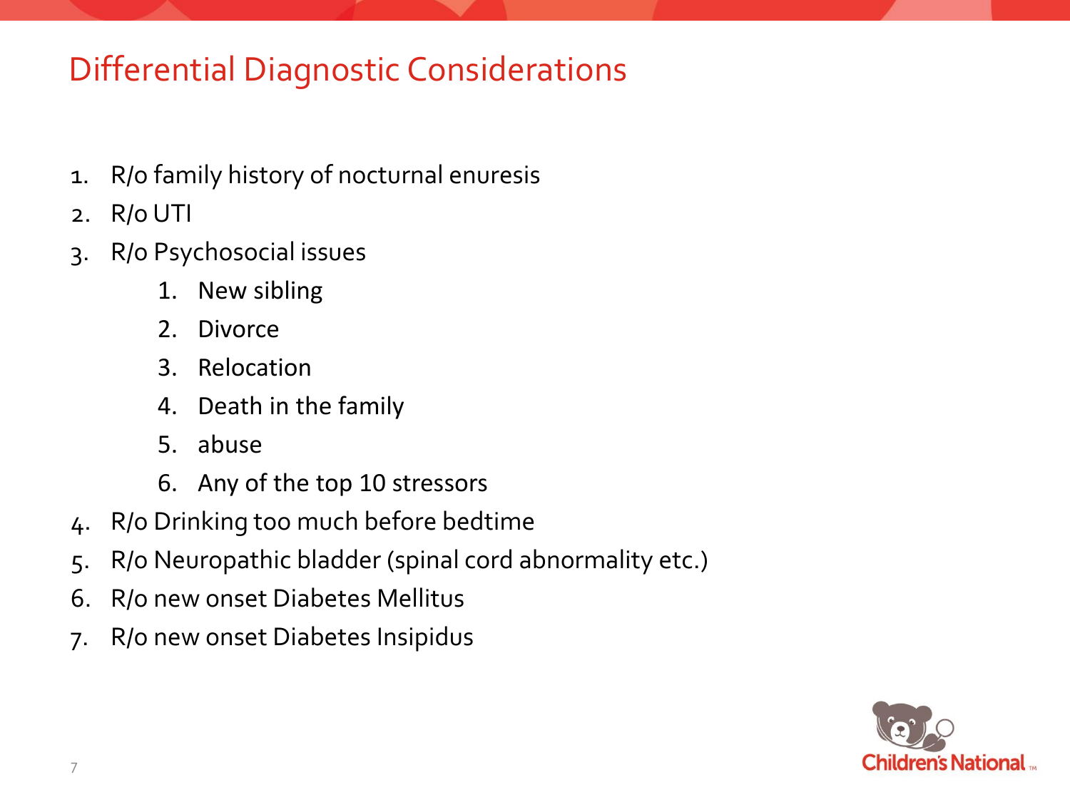# Differential Diagnostic Considerations

1. R/o family history of nocturnal enuresis
2. R/o UTI
3. R/o Psychosocial issues
   1. New sibling
   2. Divorce
   3. Relocation
   4. Death in the family
   5. abuse
   6. Any of the top 10 stressors
4. R/o Drinking too much before bedtime
5. R/o Neuropathic bladder (spinal cord abnormality etc.)
6. R/o new onset Diabetes Mellitus
7. R/o new onset Diabetes Insipidus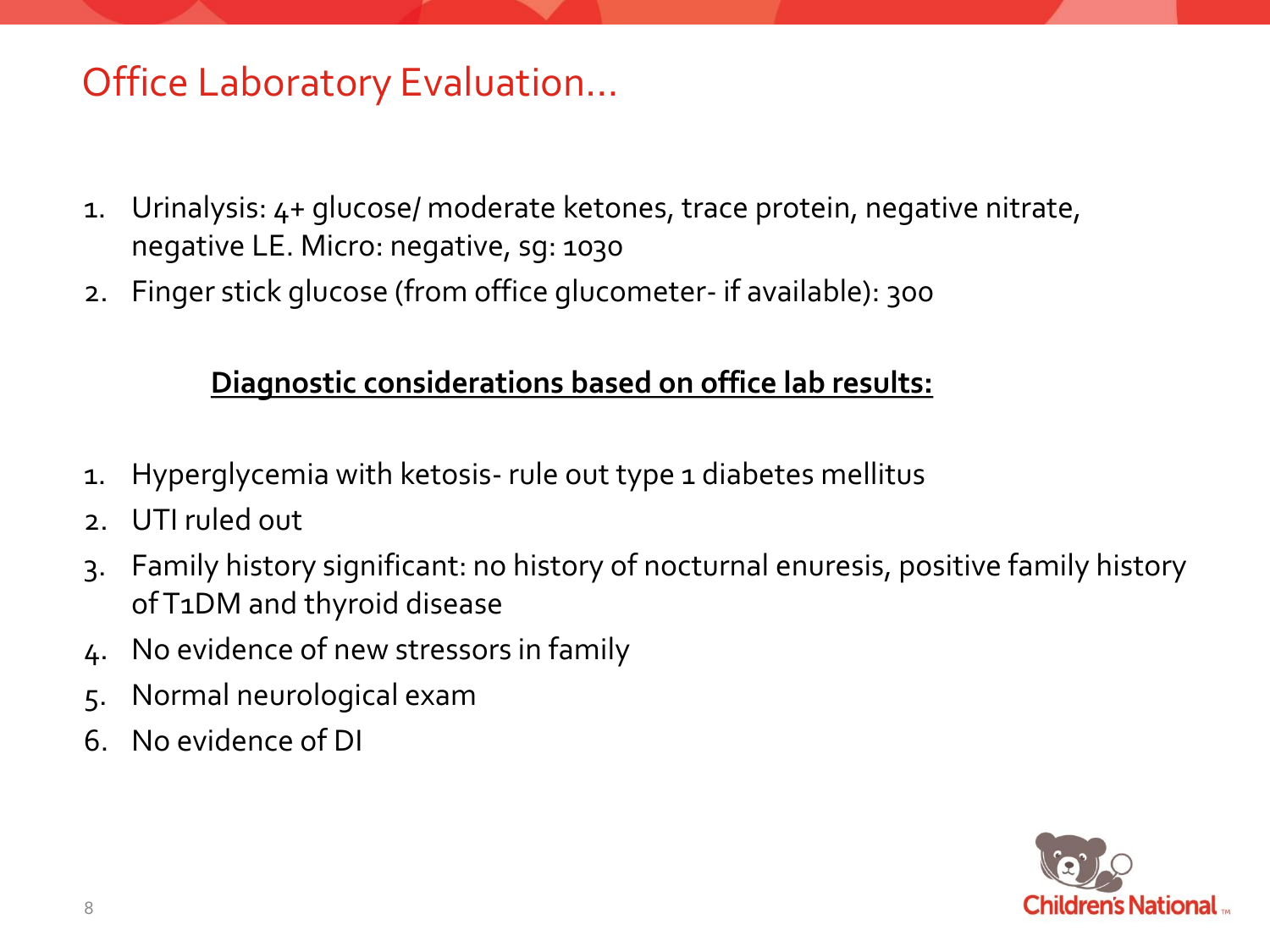# Office Laboratory Evaluation…

1. Urinalysis: 4+ glucose/ moderate ketones, trace protein, negative nitrate, negative LE. Micro: negative, sg: 1030
2. Finger stick glucose (from office glucometer- if available): 300

**Diagnostic considerations based on office lab results:**

1. Hyperglycemia with ketosis- rule out type 1 diabetes mellitus
2. UTI ruled out
3. Family history significant: no history of nocturnal enuresis, positive family history of T1DM and thyroid disease
4. No evidence of new stressors in family
5. Normal neurological exam
6. No evidence of DI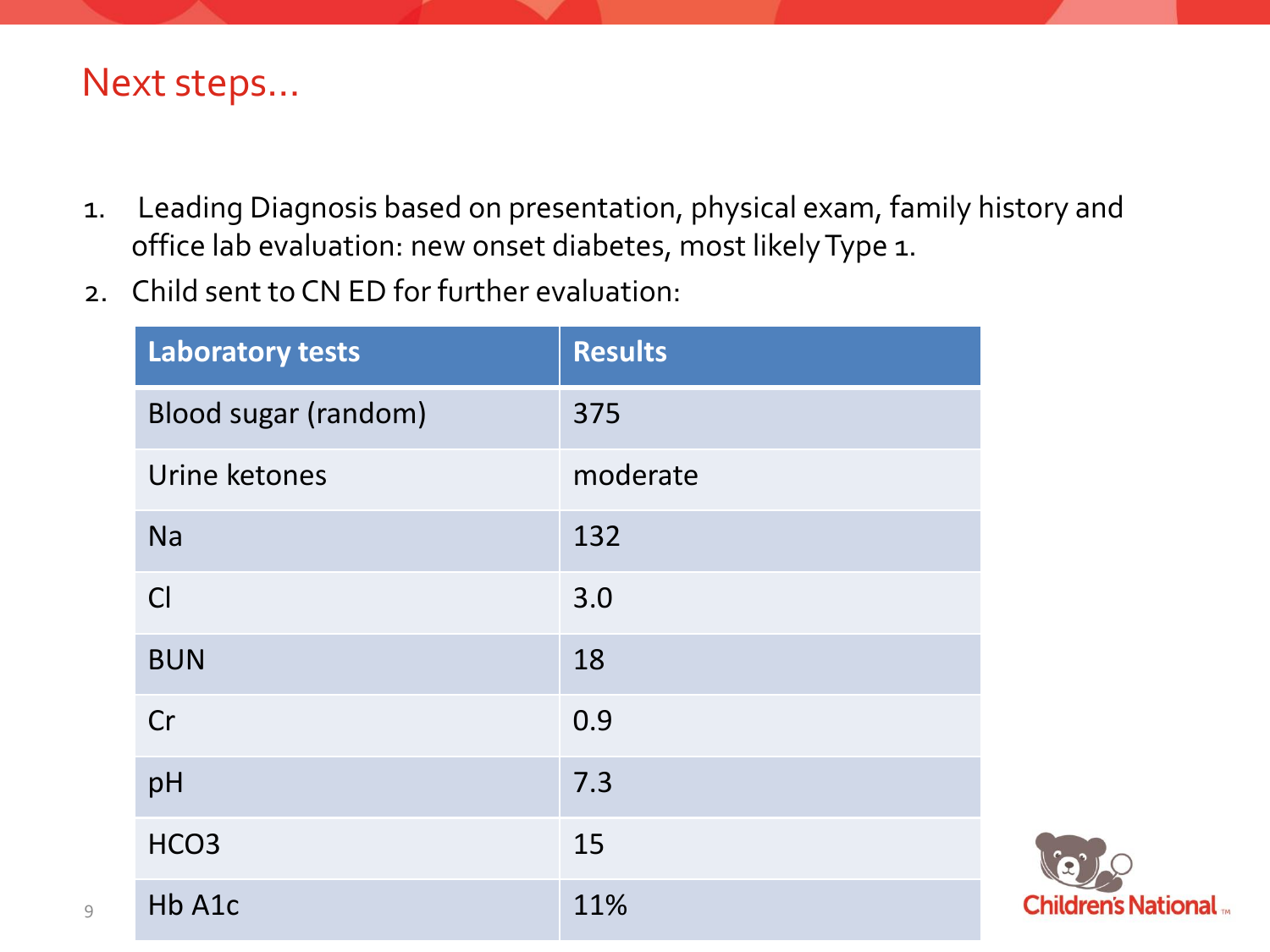# Next steps…

1. Leading Diagnosis based on presentation, physical exam, family history and office lab evaluation: new onset diabetes, most likely Type 1.
2. Child sent to CN ED for further evaluation:

| Laboratory tests | Results |
|---|---|
| Blood sugar (random) | 375 |
| Urine ketones | moderate |
| Na | 132 |
| Cl | 3.0 |
| BUN | 18 |
| Cr | 0.9 |
| pH | 7.3 |
| HCO3 | 15 |
| Hb A1c | 11% |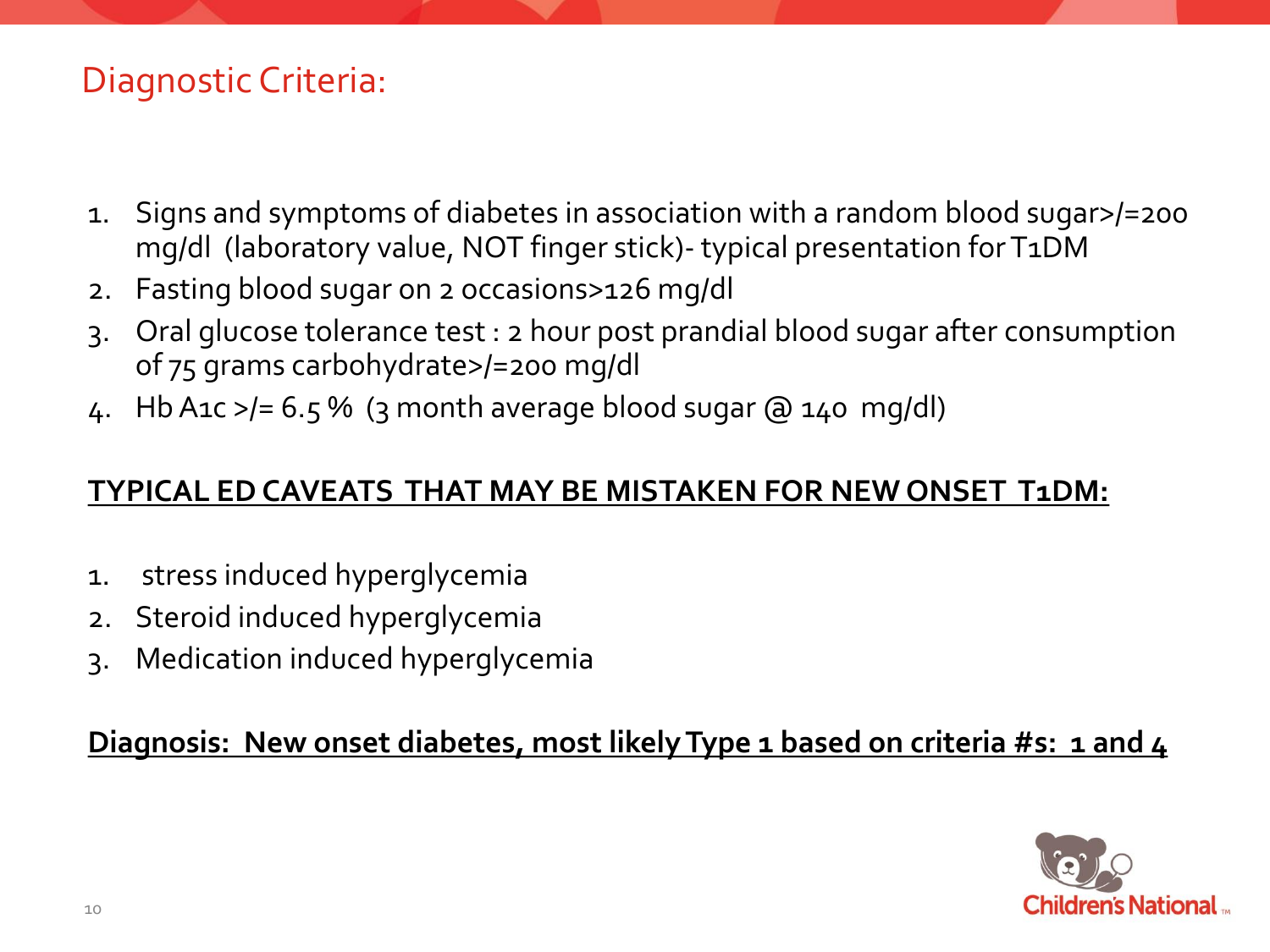## Diagnostic Criteria:

1. Signs and symptoms of diabetes in association with a random blood sugar>/=200 mg/dl (laboratory value, NOT finger stick)- typical presentation for T1DM
2. Fasting blood sugar on 2 occasions>126 mg/dl
3. Oral glucose tolerance test : 2 hour post prandial blood sugar after consumption of 75 grams carbohydrate>/=200 mg/dl
4. Hb A1c >/= 6.5 % (3 month average blood sugar @ 140 mg/dl)

**TYPICAL ED CAVEATS THAT MAY BE MISTAKEN FOR NEW ONSET T1DM:**

1. stress induced hyperglycemia
2. Steroid induced hyperglycemia
3. Medication induced hyperglycemia

**Diagnosis: New onset diabetes, most likely Type 1 based on criteria #s: 1 and 4**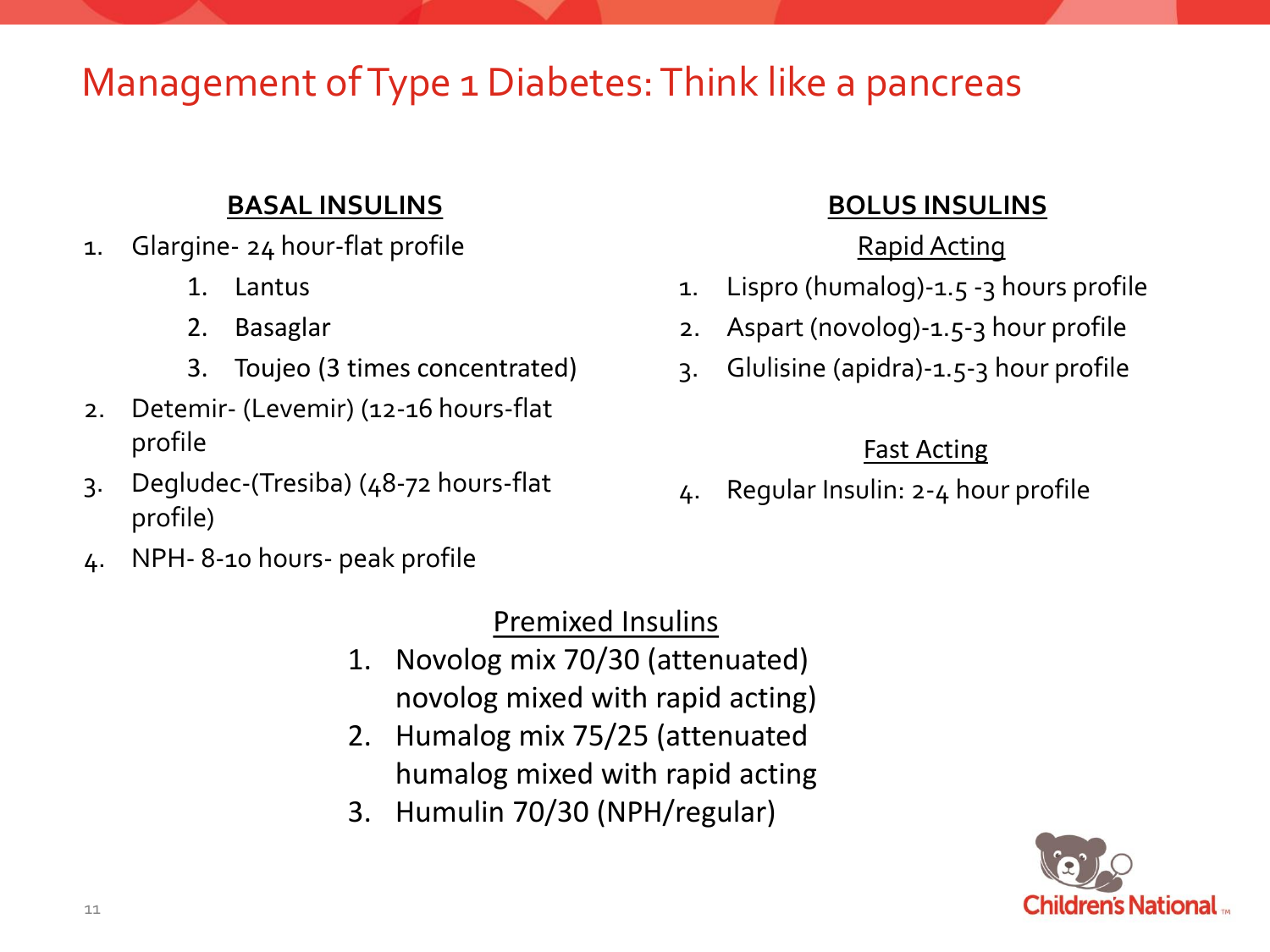# Management of Type 1 Diabetes: Think like a pancreas

**BASAL INSULINS**

1. Glargine- 24 hour-flat profile
   1. Lantus
   2. Basaglar
   3. Toujeo (3 times concentrated)
2. Detemir- (Levemir) (12-16 hours-flat profile
3. Degludec-(Tresiba) (48-72 hours-flat profile)
4. NPH- 8-10 hours- peak profile

**BOLUS INSULINS**

Rapid Acting

1. Lispro (humalog)-1.5 -3 hours profile
2. Aspart (novolog)-1.5-3 hour profile
3. Glulisine (apidra)-1.5-3 hour profile

Fast Acting

4. Regular Insulin: 2-4 hour profile

Premixed Insulins

1. Novolog mix 70/30 (attenuated) novolog mixed with rapid acting)
2. Humalog mix 75/25 (attenuated humalog mixed with rapid acting
3. Humulin 70/30 (NPH/regular)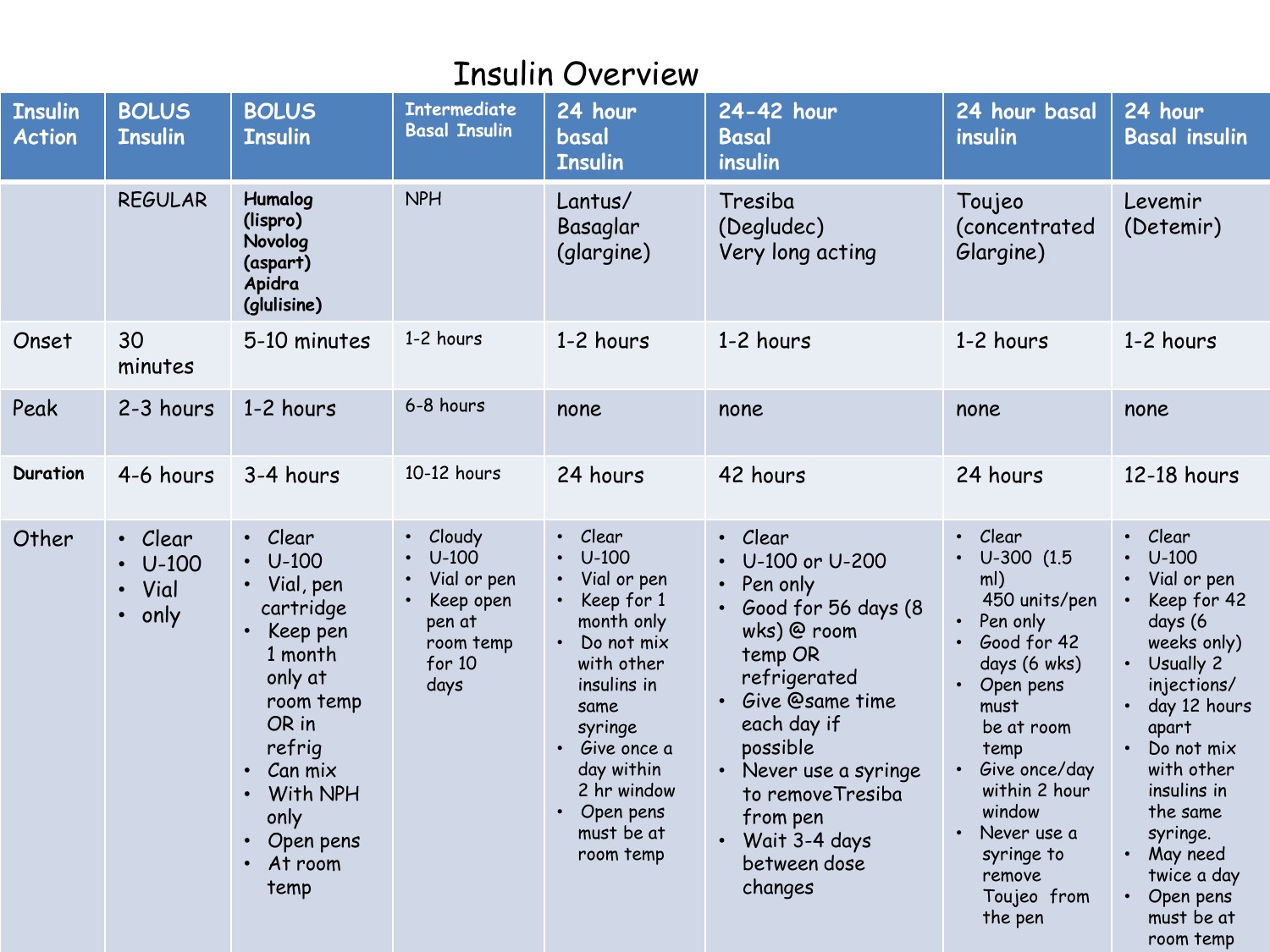# Insulin Overview

| Insulin Action | BOLUS Insulin | BOLUS Insulin | Intermediate Basal Insulin | 24 hour basal Insulin | 24-42 hour Basal insulin | 24 hour basal insulin | 24 hour Basal insulin |
|---|---|---|---|---|---|---|---|
| | REGULAR | **Humalog (lispro) Novolog (aspart) Apidra (glulisine)** | NPH | Lantus/ Basaglar (glargine) | Tresiba (Degludec) Very long acting | Toujeo (concentrated Glargine) | Levemir (Detemir) |
| Onset | 30 minutes | 5-10 minutes | 1-2 hours | 1-2 hours | 1-2 hours | 1-2 hours | 1-2 hours |
| Peak | 2-3 hours | 1-2 hours | 6-8 hours | none | none | none | none |
| **Duration** | 4-6 hours | 3-4 hours | 10-12 hours | 24 hours | 42 hours | 24 hours | 12-18 hours |
| Other | • Clear<br>• U-100<br>• Vial<br>• only | • Clear<br>• U-100<br>• Vial, pen cartridge<br>• Keep pen 1 month only at room temp OR in refrig<br>• Can mix<br>• With NPH only<br>• Open pens<br>• At room temp | • Cloudy<br>• U-100<br>• Vial or pen<br>• Keep open pen at room temp for 10 days | • Clear<br>• U-100<br>• Vial or pen<br>• Keep for 1 month only<br>• Do not mix with other insulins in same syringe<br>• Give once a day within 2 hr window<br>• Open pens must be at room temp | • Clear<br>• U-100 or U-200<br>• Pen only<br>• Good for 56 days (8 wks) @ room temp OR refrigerated<br>• Give @same time each day if possible<br>• Never use a syringe to removeTresiba from pen<br>• Wait 3-4 days between dose changes | • Clear<br>• U-300 (1.5 ml) 450 units/pen<br>• Pen only<br>• Good for 42 days (6 wks)<br>• Open pens must be at room temp<br>• Give once/day within 2 hour window<br>• Never use a syringe to remove Toujeo from the pen | • Clear<br>• U-100<br>• Vial or pen<br>• Keep for 42 days (6 weeks only)<br>• Usually 2 injections/<br>• day 12 hours apart<br>• Do not mix with other insulins in the same syringe.<br>• May need twice a day<br>• Open pens must be at room temp |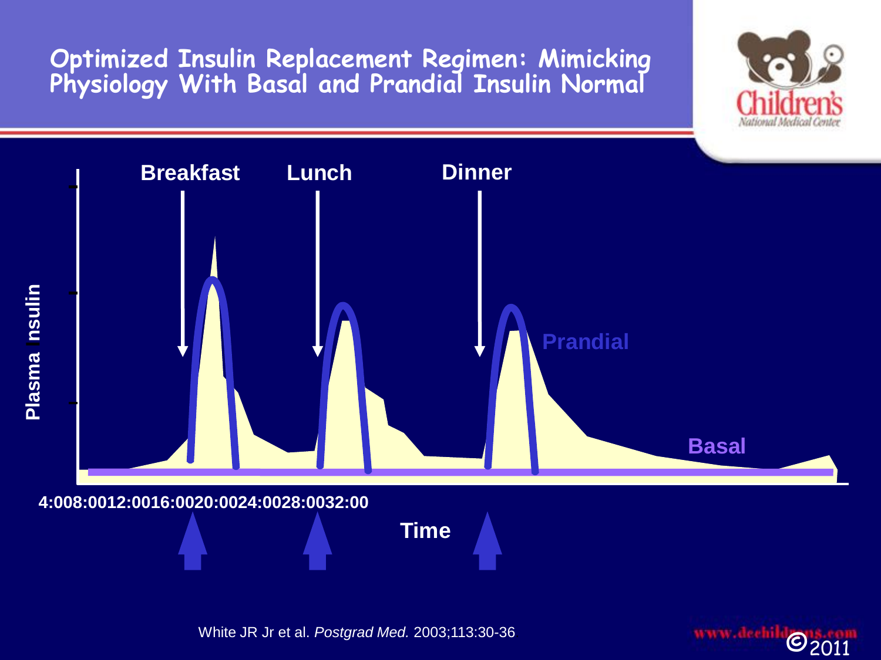# Optimized Insulin Replacement Regimen: Mimicking Physiology With Basal and Prandial Insulin Normal

Breakfast Lunch Dinner

Prandial

Basal

Plasma Insulin

4:00 8:00 12:00 16:00 20:00 24:00 28:00 32:00

Time

White JR Jr et al. *Postgrad Med.* 2003;113:30-36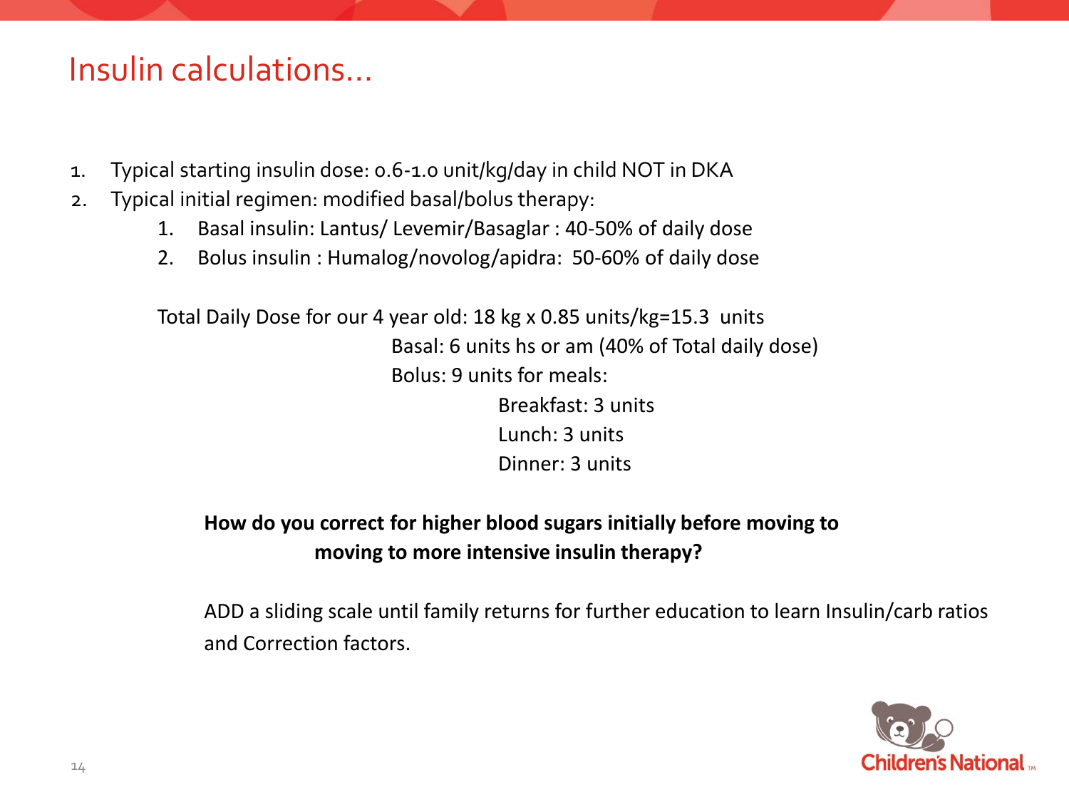# Insulin calculations…

1. Typical starting insulin dose: 0.6-1.0 unit/kg/day in child NOT in DKA
2. Typical initial regimen: modified basal/bolus therapy:
    1. Basal insulin: Lantus/ Levemir/Basaglar : 40-50% of daily dose
    2. Bolus insulin : Humalog/novolog/apidra: 50-60% of daily dose

Total Daily Dose for our 4 year old: 18 kg x 0.85 units/kg=15.3 units

Basal: 6 units hs or am (40% of Total daily dose)

Bolus: 9 units for meals:

- Breakfast: 3 units
- Lunch: 3 units
- Dinner: 3 units

**How do you correct for higher blood sugars initially before moving to moving to more intensive insulin therapy?**

ADD a sliding scale until family returns for further education to learn Insulin/carb ratios and Correction factors.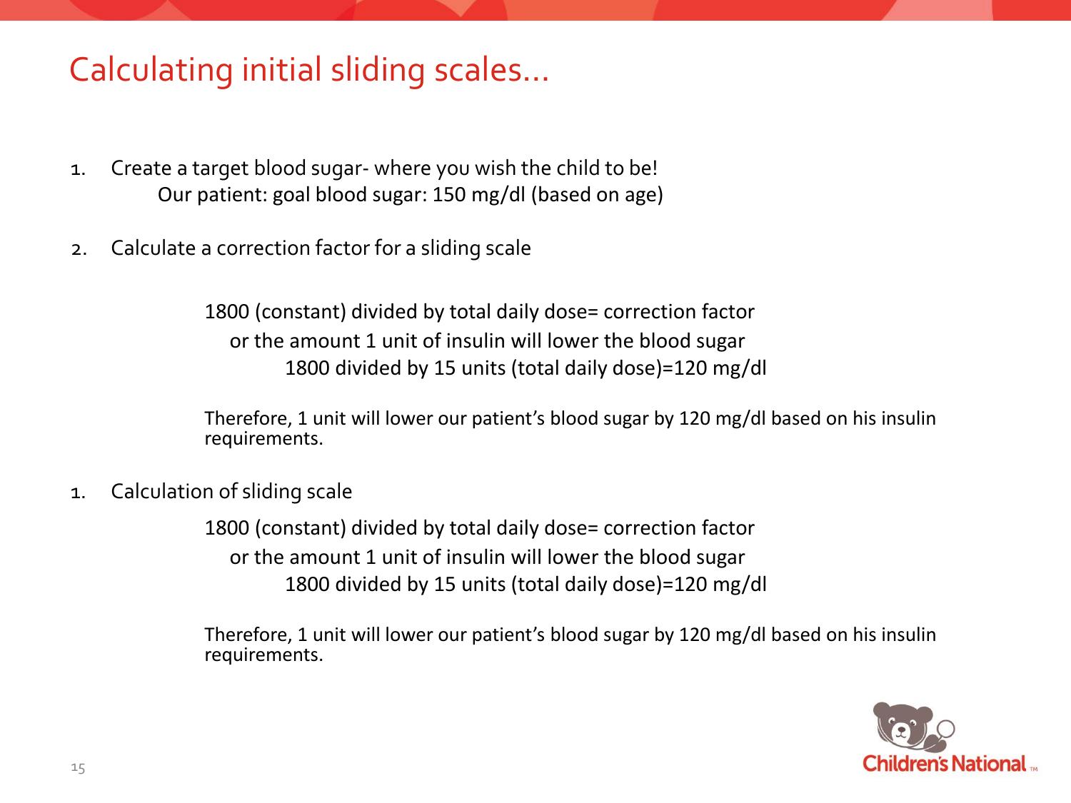# Calculating initial sliding scales…

1. Create a target blood sugar- where you wish the child to be!

   Our patient: goal blood sugar: 150 mg/dl (based on age)

2. Calculate a correction factor for a sliding scale

   1800 (constant) divided by total daily dose= correction factor

   or the amount 1 unit of insulin will lower the blood sugar

   1800 divided by 15 units (total daily dose)=120 mg/dl

   Therefore, 1 unit will lower our patient's blood sugar by 120 mg/dl based on his insulin requirements.

1. Calculation of sliding scale

   1800 (constant) divided by total daily dose= correction factor

   or the amount 1 unit of insulin will lower the blood sugar

   1800 divided by 15 units (total daily dose)=120 mg/dl

   Therefore, 1 unit will lower our patient's blood sugar by 120 mg/dl based on his insulin requirements.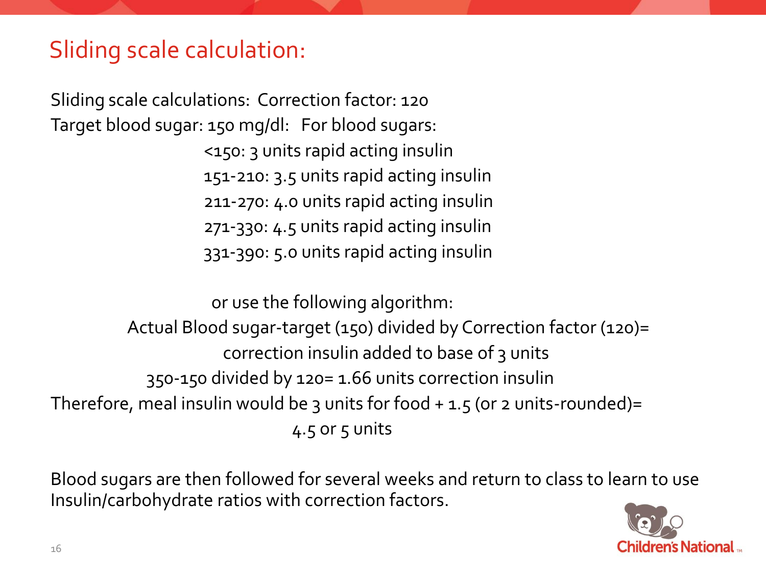# Sliding scale calculation:

Sliding scale calculations: Correction factor: 120
Target blood sugar: 150 mg/dl: For blood sugars:

<150: 3 units rapid acting insulin
151-210: 3.5 units rapid acting insulin
211-270: 4.0 units rapid acting insulin
271-330: 4.5 units rapid acting insulin
331-390: 5.0 units rapid acting insulin

or use the following algorithm:

Actual Blood sugar-target (150) divided by Correction factor (120)= correction insulin added to base of 3 units

350-150 divided by 120= 1.66 units correction insulin

Therefore, meal insulin would be 3 units for food + 1.5 (or 2 units-rounded)= 4.5 or 5 units

Blood sugars are then followed for several weeks and return to class to learn to use Insulin/carbohydrate ratios with correction factors.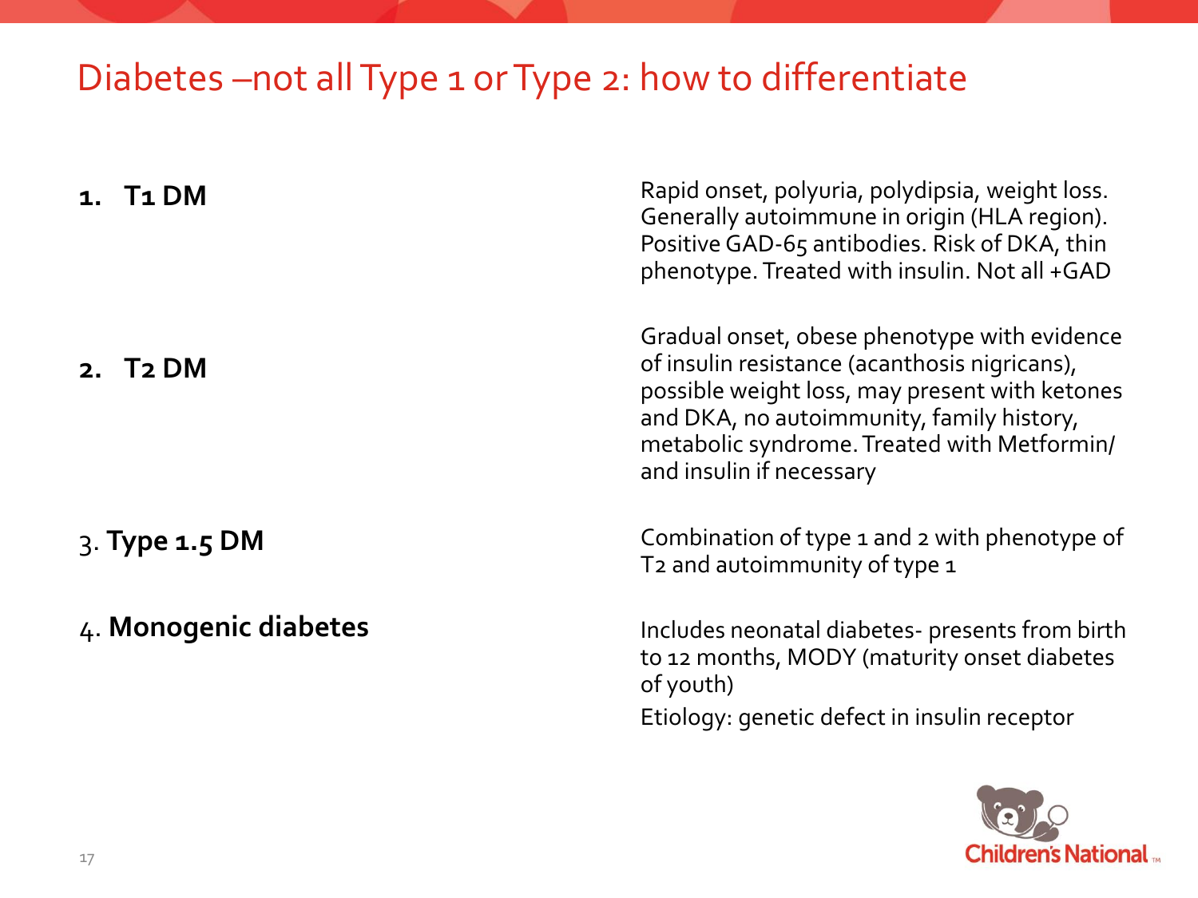# Diabetes –not all Type 1 or Type 2: how to differentiate

| | |
|---|---|
| **1. T1 DM** | Rapid onset, polyuria, polydipsia, weight loss. Generally autoimmune in origin (HLA region). Positive GAD-65 antibodies. Risk of DKA, thin phenotype. Treated with insulin. Not all +GAD |
| **2. T2 DM** | Gradual onset, obese phenotype with evidence of insulin resistance (acanthosis nigricans), possible weight loss, may present with ketones and DKA, no autoimmunity, family history, metabolic syndrome. Treated with Metformin/ and insulin if necessary |
| 3. **Type 1.5 DM** | Combination of type 1 and 2 with phenotype of T2 and autoimmunity of type 1 |
| 4. **Monogenic diabetes** | Includes neonatal diabetes- presents from birth to 12 months, MODY (maturity onset diabetes of youth)<br>Etiology: genetic defect in insulin receptor |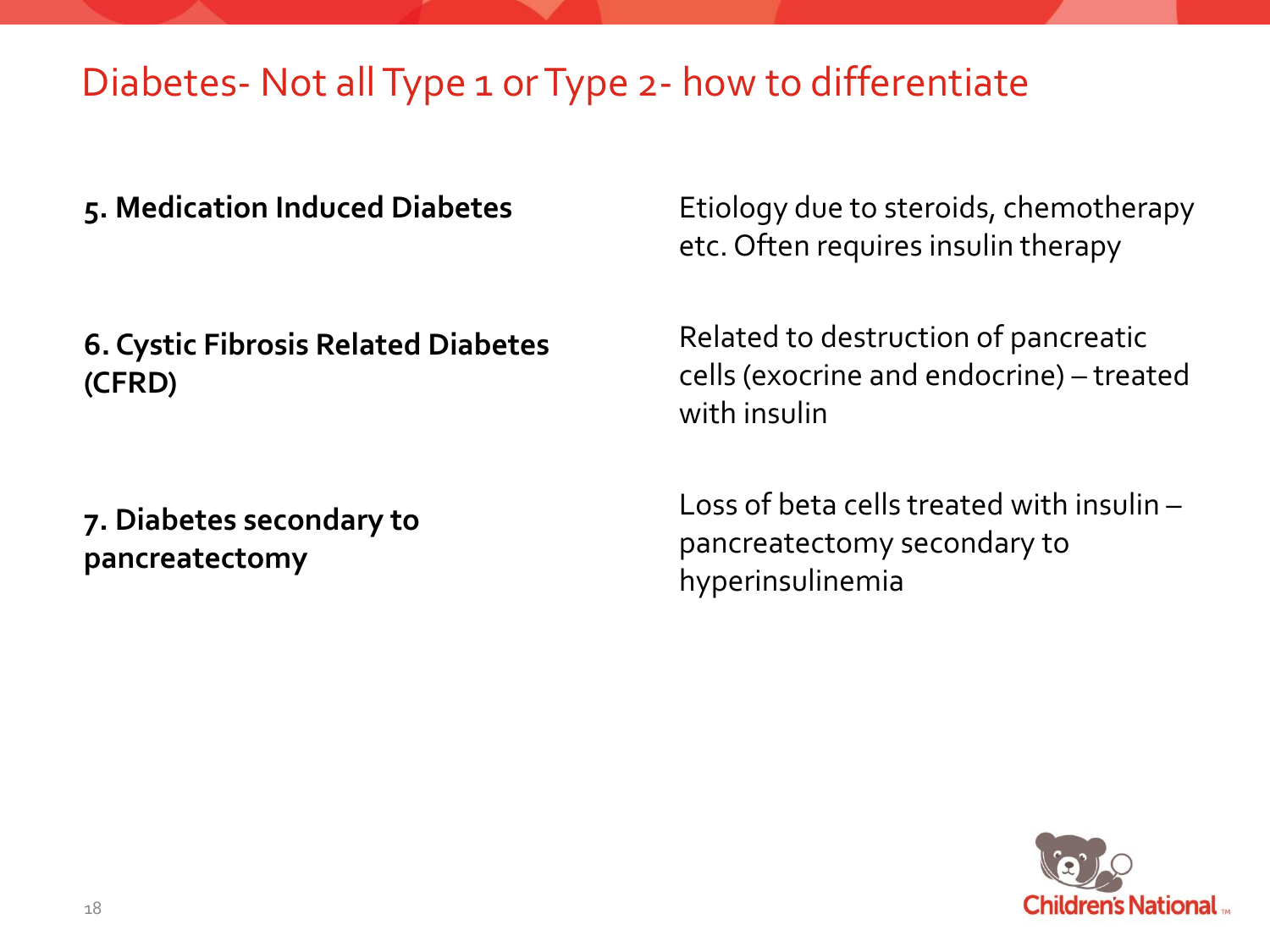# Diabetes- Not all Type 1 or Type 2- how to differentiate

| | |
|---|---|
| **5. Medication Induced Diabetes** | Etiology due to steroids, chemotherapy etc. Often requires insulin therapy |
| **6. Cystic Fibrosis Related Diabetes (CFRD)** | Related to destruction of pancreatic cells (exocrine and endocrine) – treated with insulin |
| **7. Diabetes secondary to pancreatectomy** | Loss of beta cells treated with insulin – pancreatectomy secondary to hyperinsulinemia |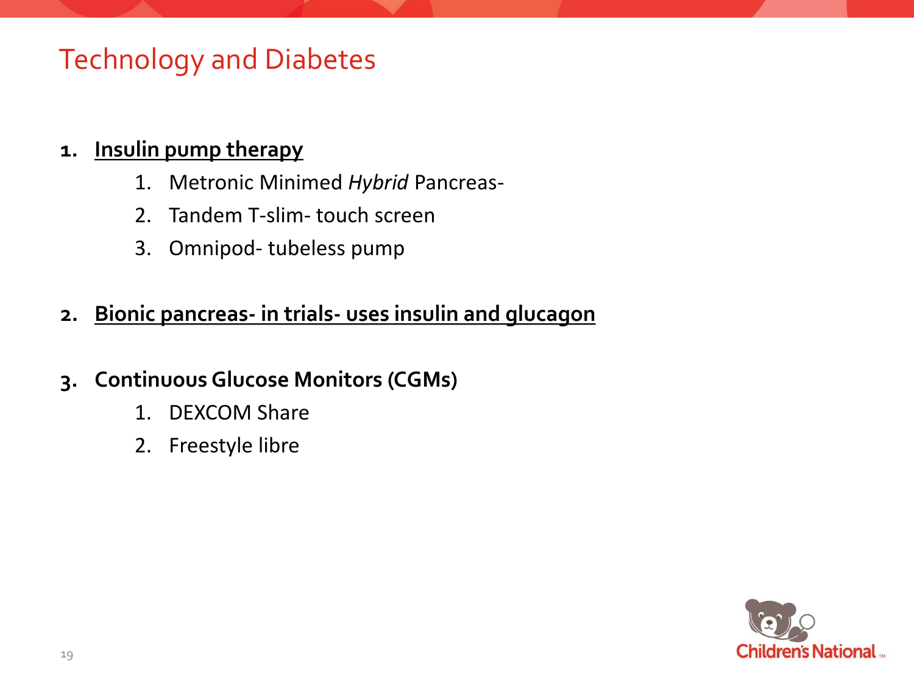# Technology and Diabetes

1. **<u>Insulin pump therapy</u>**
    1. Metronic Minimed *Hybrid* Pancreas-
    2. Tandem T-slim- touch screen
    3. Omnipod- tubeless pump

2. **<u>Bionic pancreas- in trials- uses insulin and glucagon</u>**

3. **Continuous Glucose Monitors (CGMs)**
    1. DEXCOM Share
    2. Freestyle libre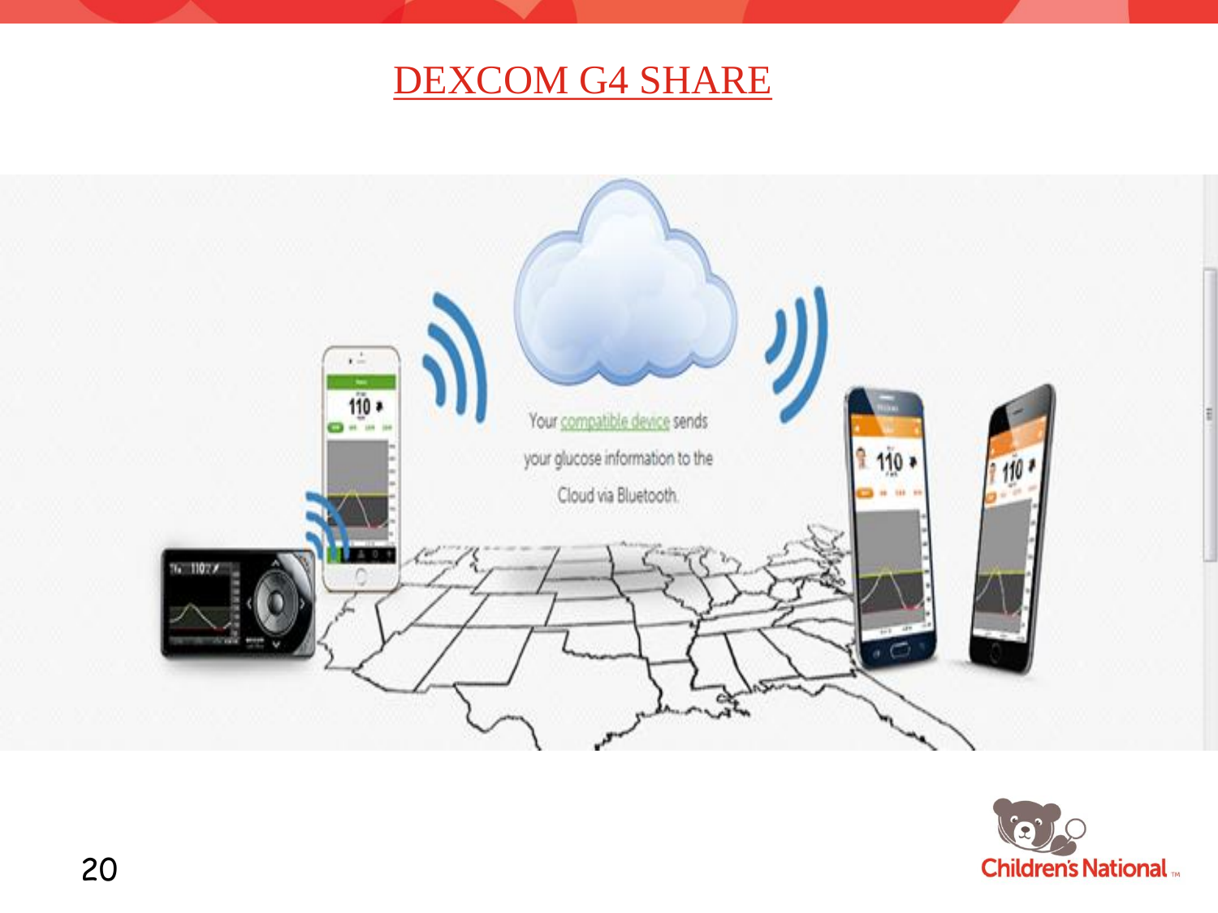# DEXCOM G4 SHARE

Your compatible device sends your glucose information to the Cloud via Bluetooth.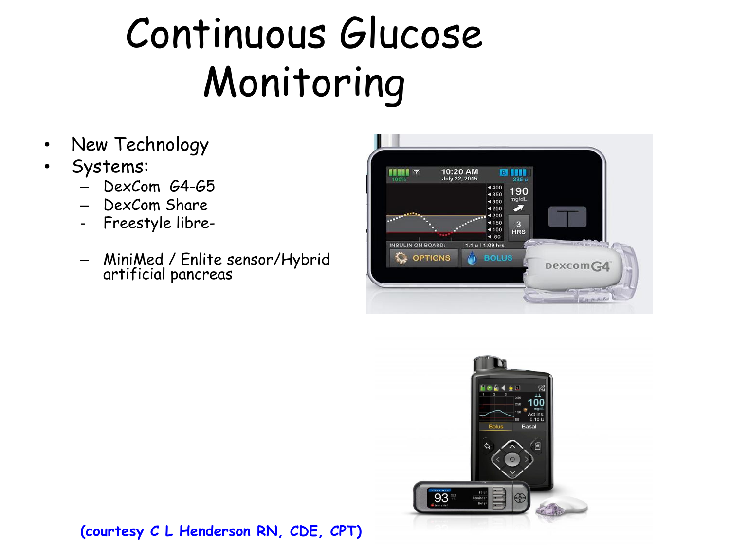# Continuous Glucose Monitoring

- New Technology
- Systems:
  - DexCom G4-G5
  - DexCom Share
  - Freestyle libre-
  - MiniMed / Enlite sensor/Hybrid artificial pancreas

**(courtesy C L Henderson RN, CDE, CPT)**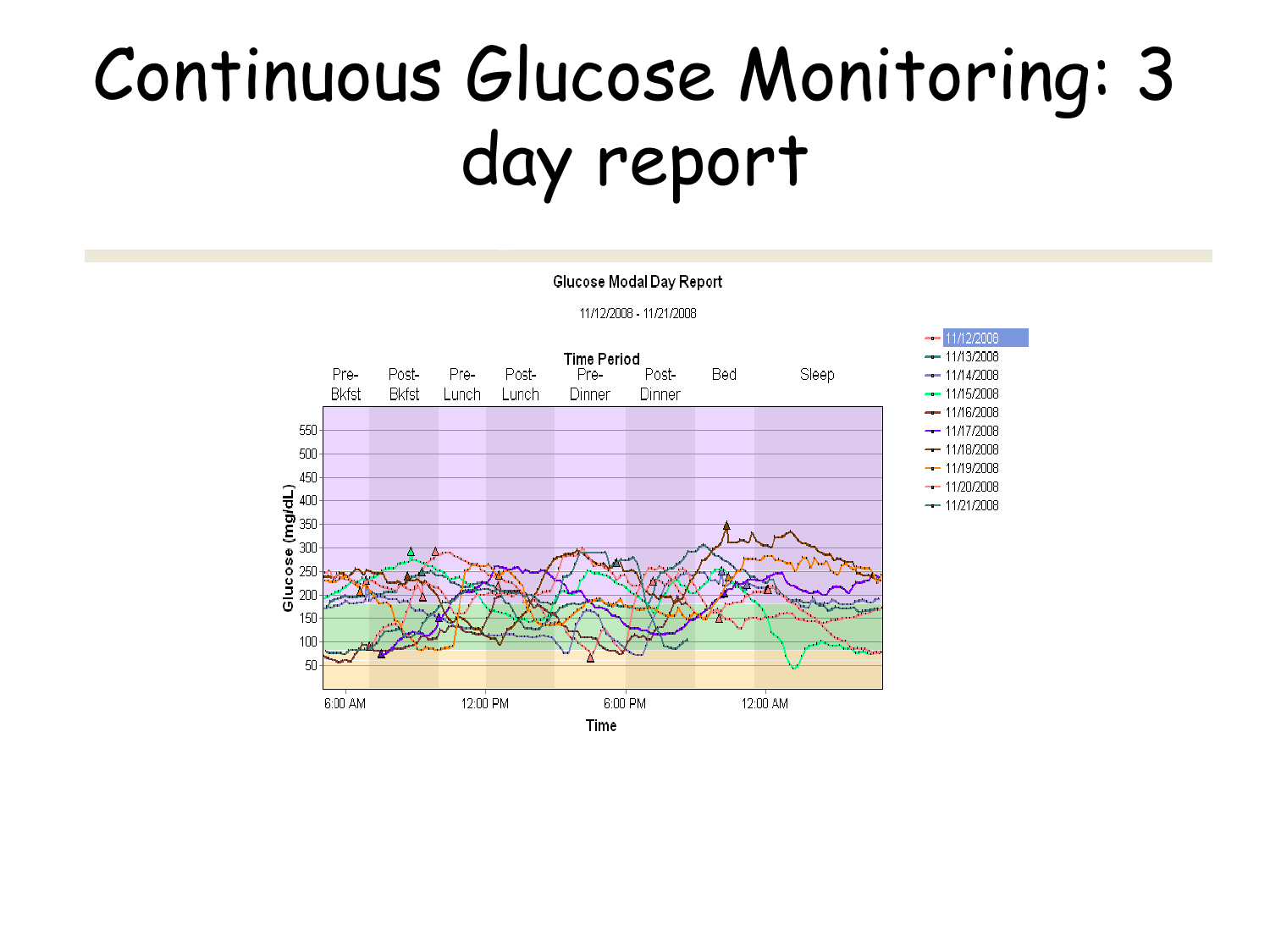# Continuous Glucose Monitoring: 3 day report

Glucose Modal Day Report

11/12/2008 - 11/21/2008

Time Period

Pre-Bkfst | Post-Bkfst | Pre-Lunch | Post-Lunch | Pre-Dinner | Post-Dinner | Bed | Sleep

Glucose (mg/dL)

Time

- 11/12/2008
- 11/13/2008
- 11/14/2008
- 11/15/2008
- 11/16/2008
- 11/17/2008
- 11/18/2008
- 11/19/2008
- 11/20/2008
- 11/21/2008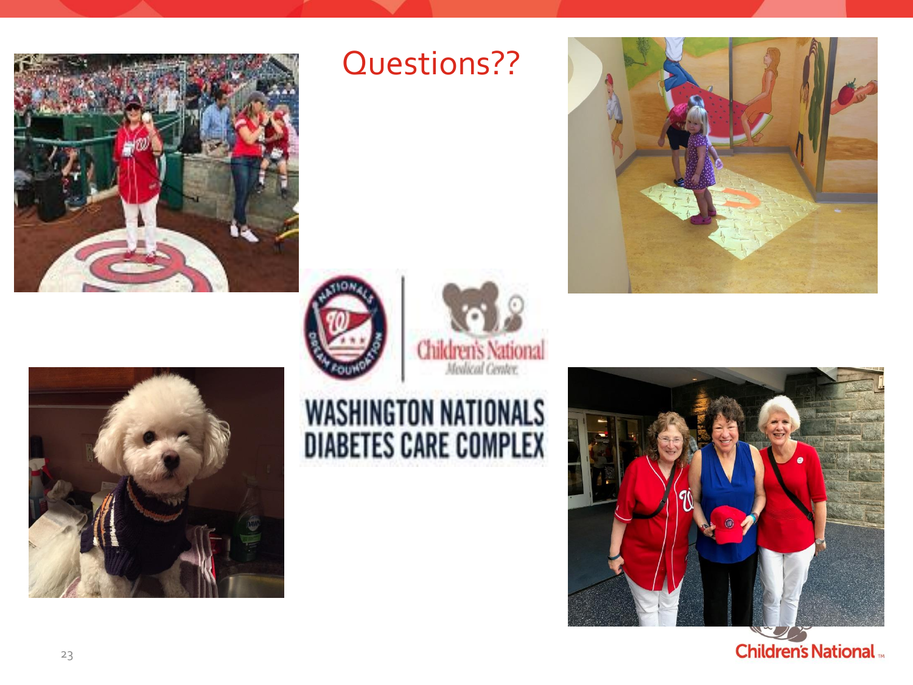# Questions??

WASHINGTON NATIONALS
DIABETES CARE COMPLEX